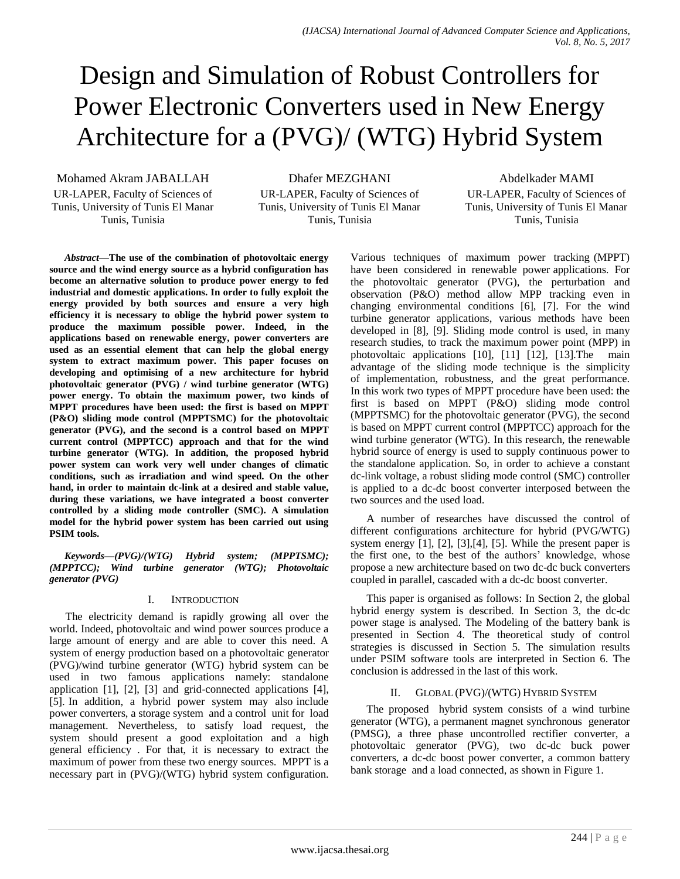# Design and Simulation of Robust Controllers for Power Electronic Converters used in New Energy Architecture for a (PVG)/ (WTG) Hybrid System

Mohamed Akram JABALLAH
UR-LAPER, Faculty of Sciences of Tunis, University of Tunis El Manar
Tunis, Tunisia

Dhafer MEZGHANI
UR-LAPER, Faculty of Sciences of Tunis, University of Tunis El Manar
Tunis, Tunisia

Abdelkader MAMI
UR-LAPER, Faculty of Sciences of Tunis, University of Tunis El Manar
Tunis, Tunisia

***Abstract*—The use of the combination of photovoltaic energy source and the wind energy source as a hybrid configuration has become an alternative solution to produce power energy to fed industrial and domestic applications. In order to fully exploit the energy provided by both sources and ensure a very high efficiency it is necessary to oblige the hybrid power system to produce the maximum possible power. Indeed, in the applications based on renewable energy, power converters are used as an essential element that can help the global energy system to extract maximum power. This paper focuses on developing and optimising of a new architecture for hybrid photovoltaic generator (PVG) / wind turbine generator (WTG) power energy. To obtain the maximum power, two kinds of MPPT procedures have been used: the first is based on MPPT (P&O) sliding mode control (MPPTSMC) for the photovoltaic generator (PVG), and the second is a control based on MPPT current control (MPPTCC) approach and that for the wind turbine generator (WTG). In addition, the proposed hybrid power system can work very well under changes of climatic conditions, such as irradiation and wind speed. On the other hand, in order to maintain dc-link at a desired and stable value, during these variations, we have integrated a boost converter controlled by a sliding mode controller (SMC). A simulation model for the hybrid power system has been carried out using PSIM tools.**

***Keywords—(PVG)/(WTG) Hybrid system; (MPPTSMC); (MPPTCC); Wind turbine generator (WTG); Photovoltaic generator (PVG)***

## I. INTRODUCTION

The electricity demand is rapidly growing all over the world. Indeed, photovoltaic and wind power sources produce a large amount of energy and are able to cover this need. A system of energy production based on a photovoltaic generator (PVG)/wind turbine generator (WTG) hybrid system can be used in two famous applications namely: standalone application [1], [2], [3] and grid-connected applications [4], [5]. In addition, a hybrid power system may also include power converters, a storage system and a control unit for load management. Nevertheless, to satisfy load request, the system should present a good exploitation and a high general efficiency . For that, it is necessary to extract the maximum of power from these two energy sources. MPPT is a necessary part in (PVG)/(WTG) hybrid system configuration. Various techniques of maximum power tracking (MPPT) have been considered in renewable power applications. For the photovoltaic generator (PVG), the perturbation and observation (P&O) method allow MPP tracking even in changing environmental conditions [6], [7]. For the wind turbine generator applications, various methods have been developed in [8], [9]. Sliding mode control is used, in many research studies, to track the maximum power point (MPP) in photovoltaic applications [10], [11] [12], [13].The main advantage of the sliding mode technique is the simplicity of implementation, robustness, and the great performance. In this work two types of MPPT procedure have been used: the first is based on MPPT (P&O) sliding mode control (MPPTSMC) for the photovoltaic generator (PVG), the second is based on MPPT current control (MPPTCC) approach for the wind turbine generator (WTG). In this research, the renewable hybrid source of energy is used to supply continuous power to the standalone application. So, in order to achieve a constant dc-link voltage, a robust sliding mode control (SMC) controller is applied to a dc-dc boost converter interposed between the two sources and the used load.

A number of researches have discussed the control of different configurations architecture for hybrid (PVG/WTG) system energy [1], [2], [3],[4], [5]. While the present paper is the first one, to the best of the authors' knowledge, whose propose a new architecture based on two dc-dc buck converters coupled in parallel, cascaded with a dc-dc boost converter.

This paper is organised as follows: In Section 2, the global hybrid energy system is described. In Section 3, the dc-dc power stage is analysed. The Modeling of the battery bank is presented in Section 4. The theoretical study of control strategies is discussed in Section 5. The simulation results under PSIM software tools are interpreted in Section 6. The conclusion is addressed in the last of this work.

## II. GLOBAL (PVG)/(WTG) HYBRID SYSTEM

The proposed hybrid system consists of a wind turbine generator (WTG), a permanent magnet synchronous generator (PMSG), a three phase uncontrolled rectifier converter, a photovoltaic generator (PVG), two dc-dc buck power converters, a dc-dc boost power converter, a common battery bank storage and a load connected, as shown in Figure 1.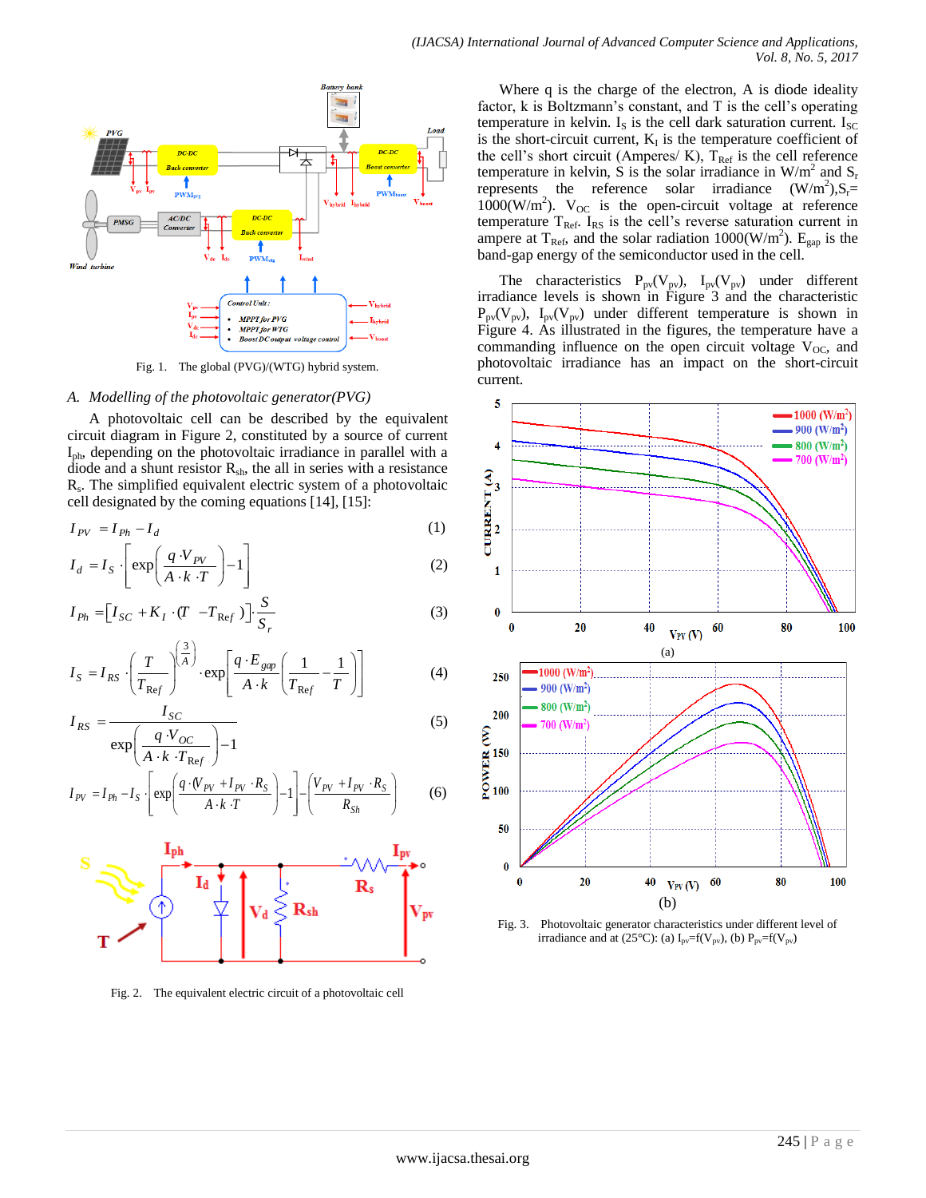Fig. 1. The global (PVG)/(WTG) hybrid system.

### A. Modelling of the photovoltaic generator(PVG)

A photovoltaic cell can be described by the equivalent circuit diagram in Figure 2, constituted by a source of current $I_{ph}$, depending on the photovoltaic irradiance in parallel with a diode and a shunt resistor $R_{sh}$, the all in series with a resistance $R_s$. The simplified equivalent electric system of a photovoltaic cell designated by the coming equations [14], [15]:

$$I_{PV} = I_{Ph} - I_d \tag{1}$$

$$I_d = I_S \cdot \left[ \exp\left( \frac{q \cdot V_{PV}}{A \cdot k \cdot T} \right) - 1 \right] \tag{2}$$

$$I_{Ph} = \left[ I_{SC} + K_I \cdot (T - T_{Ref}) \right] \cdot \frac{S}{S_r} \tag{3}$$

$$I_S = I_{RS} \cdot \left( \frac{T}{T_{Ref}} \right)^{\left(\frac{3}{A}\right)} \cdot \exp\left[ \frac{q \cdot E_{gap}}{A \cdot k} \left( \frac{1}{T_{Ref}} - \frac{1}{T} \right) \right] \tag{4}$$

$$I_{RS} = \frac{I_{SC}}{\exp\left( \frac{q \cdot V_{OC}}{A \cdot k \cdot T_{Ref}} \right) - 1} \tag{5}$$

$$I_{PV} = I_{Ph} - I_S \cdot \left[ \exp\left( \frac{q \cdot (V_{PV} + I_{PV} \cdot R_S)}{A \cdot k \cdot T} \right) - 1 \right] - \left( \frac{V_{PV} + I_{PV} \cdot R_S}{R_{Sh}} \right) \tag{6}$$

Fig. 2. The equivalent electric circuit of a photovoltaic cell

Where q is the charge of the electron, A is diode ideality factor, k is Boltzmann's constant, and T is the cell's operating temperature in kelvin. $I_S$ is the cell dark saturation current. $I_{SC}$ is the short-circuit current, $K_I$ is the temperature coefficient of the cell's short circuit (Amperes/ K), $T_{Ref}$ is the cell reference temperature in kelvin, S is the solar irradiance in W/m$^2$ and $S_r$ represents the reference solar irradiance (W/m$^2$),$S_r$= 1000(W/m$^2$). $V_{OC}$ is the open-circuit voltage at reference temperature $T_{Ref}$. $I_{RS}$ is the cell's reverse saturation current in ampere at $T_{Ref}$, and the solar radiation 1000(W/m$^2$). $E_{gap}$ is the band-gap energy of the semiconductor used in the cell.

The characteristics $P_{pv}(V_{pv})$, $I_{pv}(V_{pv})$ under different irradiance levels is shown in Figure 3 and the characteristic $P_{pv}(V_{pv})$, $I_{pv}(V_{pv})$ under different temperature is shown in Figure 4. As illustrated in the figures, the temperature have a commanding influence on the open circuit voltage $V_{OC}$, and photovoltaic irradiance has an impact on the short-circuit current.

Fig. 3. Photovoltaic generator characteristics under different level of irradiance and at (25°C): (a) $I_{pv}$=f($V_{pv}$), (b) $P_{pv}$=f($V_{pv}$)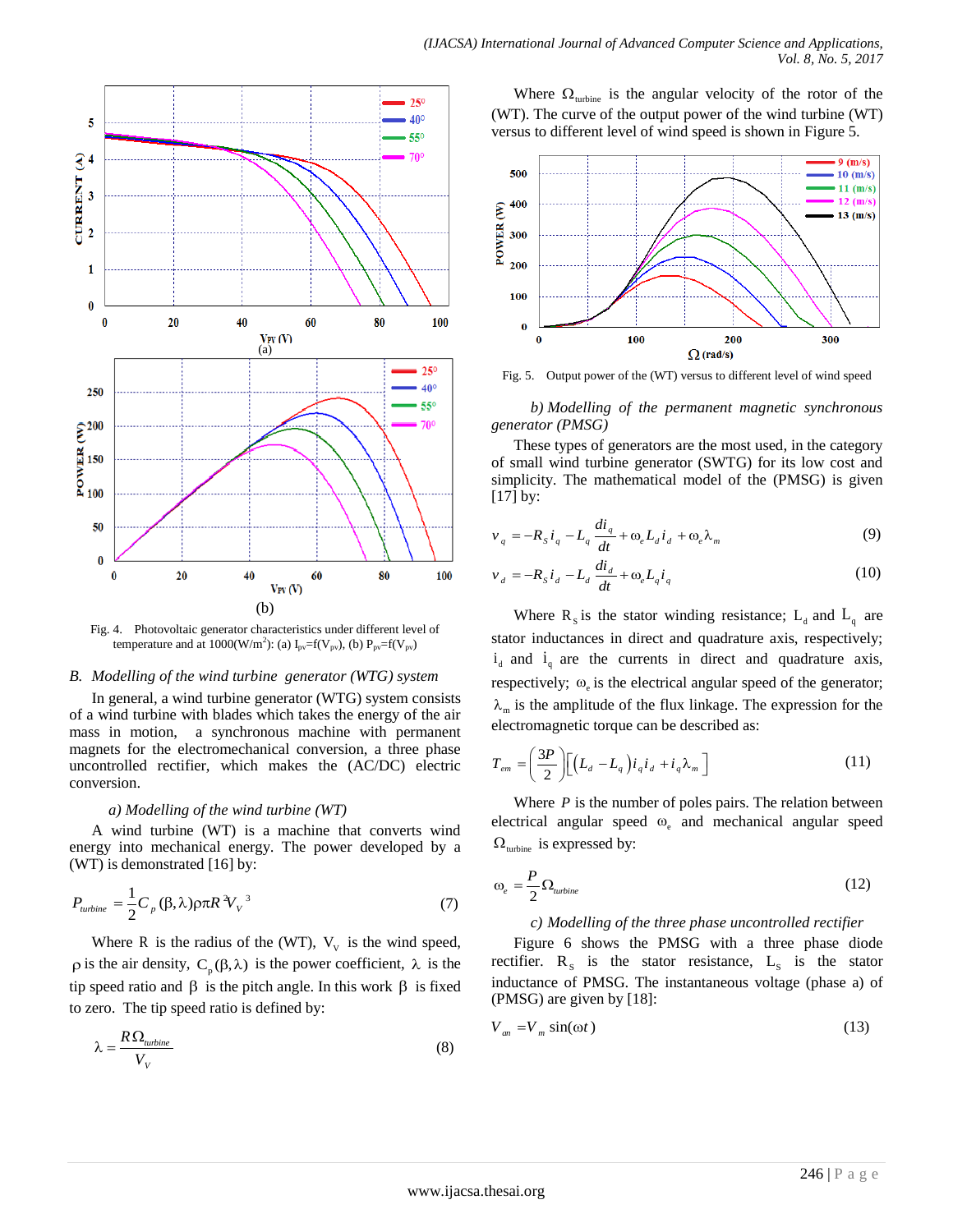Fig. 4. Photovoltaic generator characteristics under different level of temperature and at 1000(W/m$^2$): (a) $I_{pv}=f(V_{pv})$, (b) $P_{pv}=f(V_{pv})$

*B. Modelling of the wind turbine generator (WTG) system*

In general, a wind turbine generator (WTG) system consists of a wind turbine with blades which takes the energy of the air mass in motion, a synchronous machine with permanent magnets for the electromechanical conversion, a three phase uncontrolled rectifier, which makes the (AC/DC) electric conversion.

*a) Modelling of the wind turbine (WT)*

A wind turbine (WT) is a machine that converts wind energy into mechanical energy. The power developed by a (WT) is demonstrated [16] by:

$$P_{turbine} = \frac{1}{2} C_p(\beta,\lambda)\rho\pi R^2 V_V^3 \tag{7}$$

Where R is the radius of the (WT), $V_V$ is the wind speed, $\rho$ is the air density, $C_p(\beta,\lambda)$ is the power coefficient, $\lambda$ is the tip speed ratio and $\beta$ is the pitch angle. In this work $\beta$ is fixed to zero. The tip speed ratio is defined by:

$$\lambda = \frac{R\Omega_{turbine}}{V_V} \tag{8}$$

Where $\Omega_{turbine}$ is the angular velocity of the rotor of the (WT). The curve of the output power of the wind turbine (WT) versus to different level of wind speed is shown in Figure 5.

Fig. 5. Output power of the (WT) versus to different level of wind speed

*b) Modelling of the permanent magnetic synchronous generator (PMSG)*

These types of generators are the most used, in the category of small wind turbine generator (SWTG) for its low cost and simplicity. The mathematical model of the (PMSG) is given [17] by:

$$v_q = -R_S i_q - L_q \frac{di_q}{dt} + \omega_e L_d i_d + \omega_e \lambda_m \tag{9}$$

$$v_d = -R_S i_d - L_d \frac{di_d}{dt} + \omega_e L_q i_q \tag{10}$$

Where $R_S$ is the stator winding resistance; $L_d$ and $L_q$ are stator inductances in direct and quadrature axis, respectively; $i_d$ and $i_q$ are the currents in direct and quadrature axis, respectively; $\omega_e$ is the electrical angular speed of the generator; $\lambda_m$ is the amplitude of the flux linkage. The expression for the electromagnetic torque can be described as:

$$T_{em} = \left(\frac{3P}{2}\right)\left[\left(L_d - L_q\right) i_q i_d + i_q \lambda_m\right] \tag{11}$$

Where $P$ is the number of poles pairs. The relation between electrical angular speed $\omega_e$ and mechanical angular speed $\Omega_{turbine}$ is expressed by:

$$\omega_e = \frac{P}{2}\Omega_{turbine} \tag{12}$$

*c) Modelling of the three phase uncontrolled rectifier*

Figure 6 shows the PMSG with a three phase diode rectifier. $R_S$ is the stator resistance, $L_S$ is the stator inductance of PMSG. The instantaneous voltage (phase a) of (PMSG) are given by [18]:

$$V_{an} = V_m \sin(\omega t) \tag{13}$$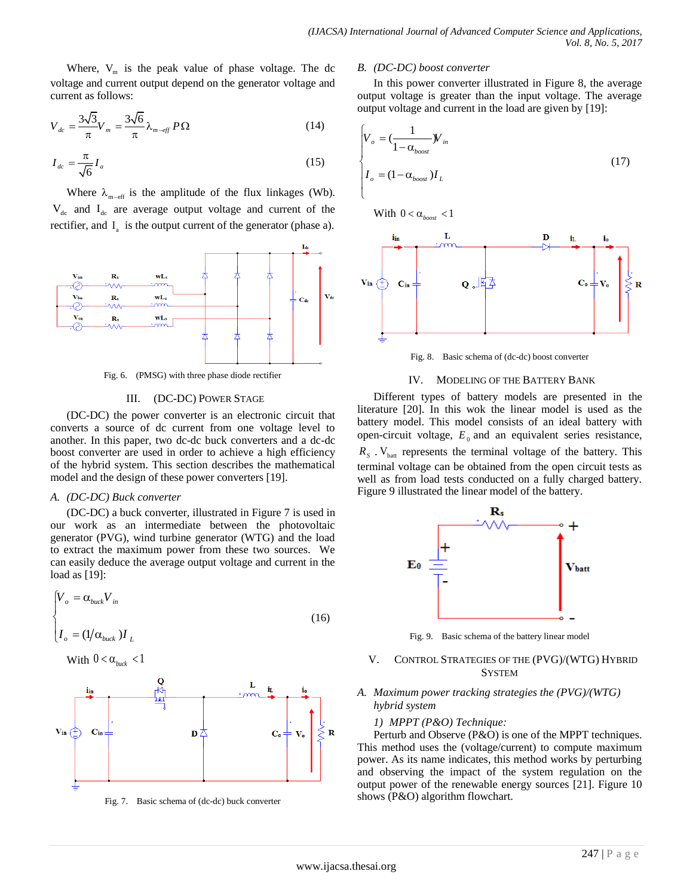Where, $V_m$ is the peak value of phase voltage. The dc voltage and current output depend on the generator voltage and current as follows:

$$V_{dc} = \frac{3\sqrt{3}}{\pi} V_m = \frac{3\sqrt{6}}{\pi} \lambda_{m-eff} P\Omega \tag{14}$$

$$I_{dc} = \frac{\pi}{\sqrt{6}} I_a \tag{15}$$

Where $\lambda_{m-eff}$ is the amplitude of the flux linkages (Wb). $V_{dc}$ and $I_{dc}$ are average output voltage and current of the rectifier, and $I_a$ is the output current of the generator (phase a).

Fig. 6. (PMSG) with three phase diode rectifier

## III. (DC-DC) Power Stage

(DC-DC) the power converter is an electronic circuit that converts a source of dc current from one voltage level to another. In this paper, two dc-dc buck converters and a dc-dc boost converter are used in order to achieve a high efficiency of the hybrid system. This section describes the mathematical model and the design of these power converters [19].

### A. (DC-DC) Buck converter

(DC-DC) a buck converter, illustrated in Figure 7 is used in our work as an intermediate between the photovoltaic generator (PVG), wind turbine generator (WTG) and the load to extract the maximum power from these two sources. We can easily deduce the average output voltage and current in the load as [19]:

$$\begin{cases} V_o = \alpha_{buck} V_{in} \\ I_o = (1/\alpha_{buck}) I_L \end{cases} \tag{16}$$

With $0 < \alpha_{buck} < 1$

Fig. 7. Basic schema of (dc-dc) buck converter

### B. (DC-DC) boost converter

In this power converter illustrated in Figure 8, the average output voltage is greater than the input voltage. The average output voltage and current in the load are given by [19]:

$$\begin{cases} V_o = \left(\dfrac{1}{1-\alpha_{boost}}\right) V_{in} \\ I_o = (1-\alpha_{boost}) I_L \end{cases} \tag{17}$$

With $0 < \alpha_{boost} < 1$

Fig. 8. Basic schema of (dc-dc) boost converter

## IV. Modeling of the Battery Bank

Different types of battery models are presented in the literature [20]. In this wok the linear model is used as the battery model. This model consists of an ideal battery with open-circuit voltage, $E_0$ and an equivalent series resistance, $R_S$ . $V_{batt}$ represents the terminal voltage of the battery. This terminal voltage can be obtained from the open circuit tests as well as from load tests conducted on a fully charged battery. Figure 9 illustrated the linear model of the battery.

Fig. 9. Basic schema of the battery linear model

## V. Control Strategies of the (PVG)/(WTG) Hybrid System

### A. Maximum power tracking strategies the (PVG)/(WTG) hybrid system

#### 1) MPPT (P&O) Technique:

Perturb and Observe (P&O) is one of the MPPT techniques. This method uses the (voltage/current) to compute maximum power. As its name indicates, this method works by perturbing and observing the impact of the system regulation on the output power of the renewable energy sources [21]. Figure 10 shows (P&O) algorithm flowchart.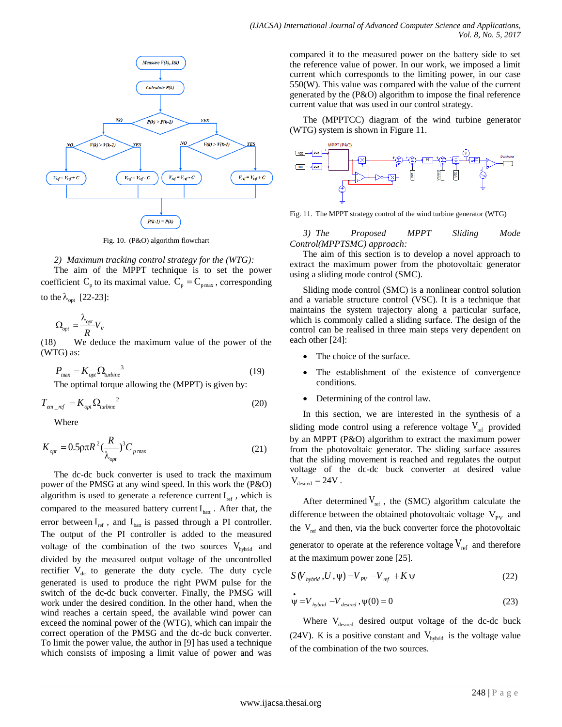Fig. 10. (P&O) algorithm flowchart

*2) Maximum tracking control strategy for the (WTG):*

The aim of the MPPT technique is to set the power coefficient $C_p$ to its maximal value. $C_p = C_{p\max}$, corresponding to the $\lambda_{opt}$ [22-23]:

$$\Omega_{opt} = \frac{\lambda_{opt}}{R} V_V \quad (18)$$

We deduce the maximum value of the power of the (WTG) as:

$$P_{\max} = K_{opt} \Omega_{turbine}^{\ 3} \quad (19)$$

The optimal torque allowing the (MPPT) is given by:

$$T_{em\_ref} = K_{opt} \Omega_{turbine}^{\ 2} \quad (20)$$

Where

$$K_{opt} = 0.5 \rho \pi R^2 \left(\frac{R}{\lambda_{opt}}\right)^3 C_{p\max} \quad (21)$$

The dc-dc buck converter is used to track the maximum power of the PMSG at any wind speed. In this work the (P&O) algorithm is used to generate a reference current $I_{ref}$, which is compared to the measured battery current $I_{batt}$. After that, the error between $I_{ref}$, and $I_{batt}$ is passed through a PI controller. The output of the PI controller is added to the measured voltage of the combination of the two sources $V_{hybrid}$ and divided by the measured output voltage of the uncontrolled rectifier $V_{dc}$ to generate the duty cycle. The duty cycle generated is used to produce the right PWM pulse for the switch of the dc-dc buck converter. Finally, the PMSG will work under the desired condition. In the other hand, when the wind reaches a certain speed, the available wind power can exceed the nominal power of the (WTG), which can impair the correct operation of the PMSG and the dc-dc buck converter. To limit the power value, the author in [9] has used a technique which consists of imposing a limit value of power and was compared it to the measured power on the battery side to set the reference value of power. In our work, we imposed a limit current which corresponds to the limiting power, in our case 550(W). This value was compared with the value of the current generated by the (P&O) algorithm to impose the final reference current value that was used in our control strategy.

The (MPPTCC) diagram of the wind turbine generator (WTG) system is shown in Figure 11.

Fig. 11. The MPPT strategy control of the wind turbine generator (WTG)

*3) The Proposed MPPT Sliding Mode Control(MPPTSMC) approach:*

The aim of this section is to develop a novel approach to extract the maximum power from the photovoltaic generator using a sliding mode control (SMC).

Sliding mode control (SMC) is a nonlinear control solution and a variable structure control (VSC). It is a technique that maintains the system trajectory along a particular surface, which is commonly called a sliding surface. The design of the control can be realised in three main steps very dependent on each other [24]:

- The choice of the surface.
- The establishment of the existence of convergence conditions.
- Determining of the control law.

In this section, we are interested in the synthesis of a sliding mode control using a reference voltage $V_{ref}$ provided by an MPPT (P&O) algorithm to extract the maximum power from the photovoltaic generator. The sliding surface assures that the sliding movement is reached and regulates the output voltage of the dc-dc buck converter at desired value $V_{desired} = 24V$.

After determined $V_{ref}$, the (SMC) algorithm calculate the difference between the obtained photovoltaic voltage $V_{PV}$ and the $V_{ref}$ and then, via the buck converter force the photovoltaic generator to operate at the reference voltage $V_{ref}$ and therefore at the maximum power zone [25].

$$S(V_{hybrid}, U, \psi) = V_{PV} - V_{ref} + K\psi \quad (22)$$

$$\dot{\psi} = V_{hybrid} - V_{desired}, \psi(0) = 0 \quad (23)$$

Where $V_{desired}$ desired output voltage of the dc-dc buck (24V). K is a positive constant and $V_{hybrid}$ is the voltage value of the combination of the two sources.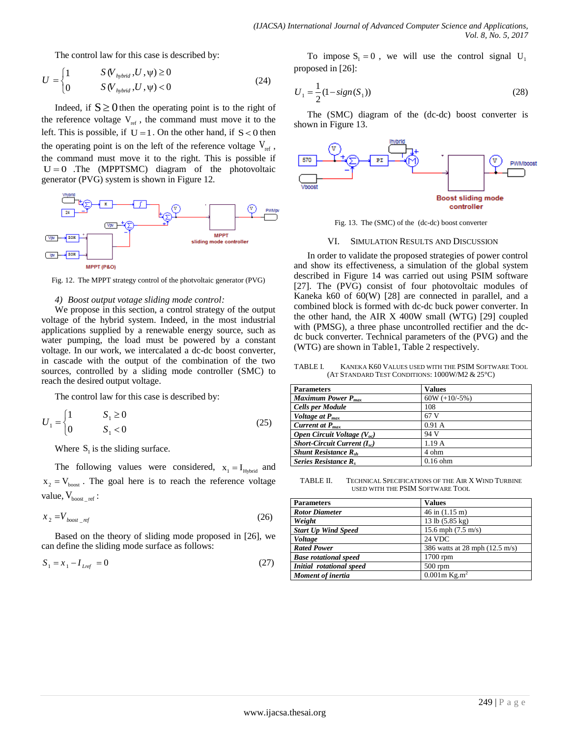The control law for this case is described by:

$$U = \begin{cases} 1 & S(V_{hybrid}, U, \psi) \geq 0 \\ 0 & S(V_{hybrid}, U, \psi) < 0 \end{cases} \quad (24)$$

Indeed, if $S \geq 0$ then the operating point is to the right of the reference voltage $V_{ref}$, the command must move it to the left. This is possible, if $U = 1$. On the other hand, if $S < 0$ then the operating point is on the left of the reference voltage $V_{ref}$, the command must move it to the right. This is possible if $U = 0$ .The (MPPTSMC) diagram of the photovoltaic generator (PVG) system is shown in Figure 12.

Fig. 12. The MPPT strategy control of the photovoltaic generator (PVG)

*4) Boost output votage sliding mode control:*

We propose in this section, a control strategy of the output voltage of the hybrid system. Indeed, in the most industrial applications supplied by a renewable energy source, such as water pumping, the load must be powered by a constant voltage. In our work, we intercalated a dc-dc boost converter, in cascade with the output of the combination of the two sources, controlled by a sliding mode controller (SMC) to reach the desired output voltage.

The control law for this case is described by:

$$U_1 = \begin{cases} 1 & S_1 \geq 0 \\ 0 & S_1 < 0 \end{cases} \quad (25)$$

Where $S_1$ is the sliding surface.

The following values were considered, $x_1 = I_{Hybrid}$ and $x_2 = V_{boost}$. The goal here is to reach the reference voltage value, $V_{boost\_ref}$:

$$x_2 = V_{boost\_ref} \quad (26)$$

Based on the theory of sliding mode proposed in [26], we can define the sliding mode surface as follows:

$$S_1 = x_1 - I_{Lref} = 0 \quad (27)$$

To impose $S_1 = 0$, we will use the control signal $U_1$ proposed in [26]:

$$U_1 = \frac{1}{2}(1 - sign(S_1)) \quad (28)$$

The (SMC) diagram of the (dc-dc) boost converter is shown in Figure 13.

Fig. 13. The (SMC) of the (dc-dc) boost converter

## VI. Simulation Results and Discussion

In order to validate the proposed strategies of power control and show its effectiveness, a simulation of the global system described in Figure 14 was carried out using PSIM software [27]. The (PVG) consist of four photovoltaic modules of Kaneka k60 of 60(W) [28] are connected in parallel, and a combined block is formed with dc-dc buck power converter. In the other hand, the AIR X 400W small (WTG) [29] coupled with (PMSG), a three phase uncontrolled rectifier and the dc-dc buck converter. Technical parameters of the (PVG) and the (WTG) are shown in Table1, Table 2 respectively.

TABLE I. Kaneka K60 Values used with the PSIM Software Tool (At Standard Test Conditions: 1000W/M2 & 25°C)

| **Parameters** | **Values** |
|---|---|
| ***Maximum Power $P_{max}$*** | 60W (+10/-5%) |
| ***Cells per Module*** | 108 |
| ***Voltage at $P_{max}$*** | 67 V |
| ***Current at $P_{max}$*** | 0.91 A |
| ***Open Circuit Voltage ($V_{oc}$)*** | 94 V |
| ***Short-Circuit Current ($I_{sc}$)*** | 1.19 A |
| ***Shunt Resistance $R_{sh}$*** | 4 ohm |
| ***Series Resistance $R_s$*** | 0.16 ohm |

TABLE II. Technical Specifications of the Air X Wind Turbine used with the PSIM Software Tool

| **Parameters** | **Values** |
|---|---|
| ***Rotor Diameter*** | 46 in (1.15 m) |
| ***Weight*** | 13 lb (5.85 kg) |
| ***Start Up Wind Speed*** | 15.6 mph (7.5 m/s) |
| ***Voltage*** | 24 VDC |
| ***Rated Power*** | 386 watts at 28 mph (12.5 m/s) |
| ***Base rotational speed*** | 1700 rpm |
| ***Initial rotational speed*** | 500 rpm |
| ***Moment of inertia*** | 0.001m Kg.m$^2$ |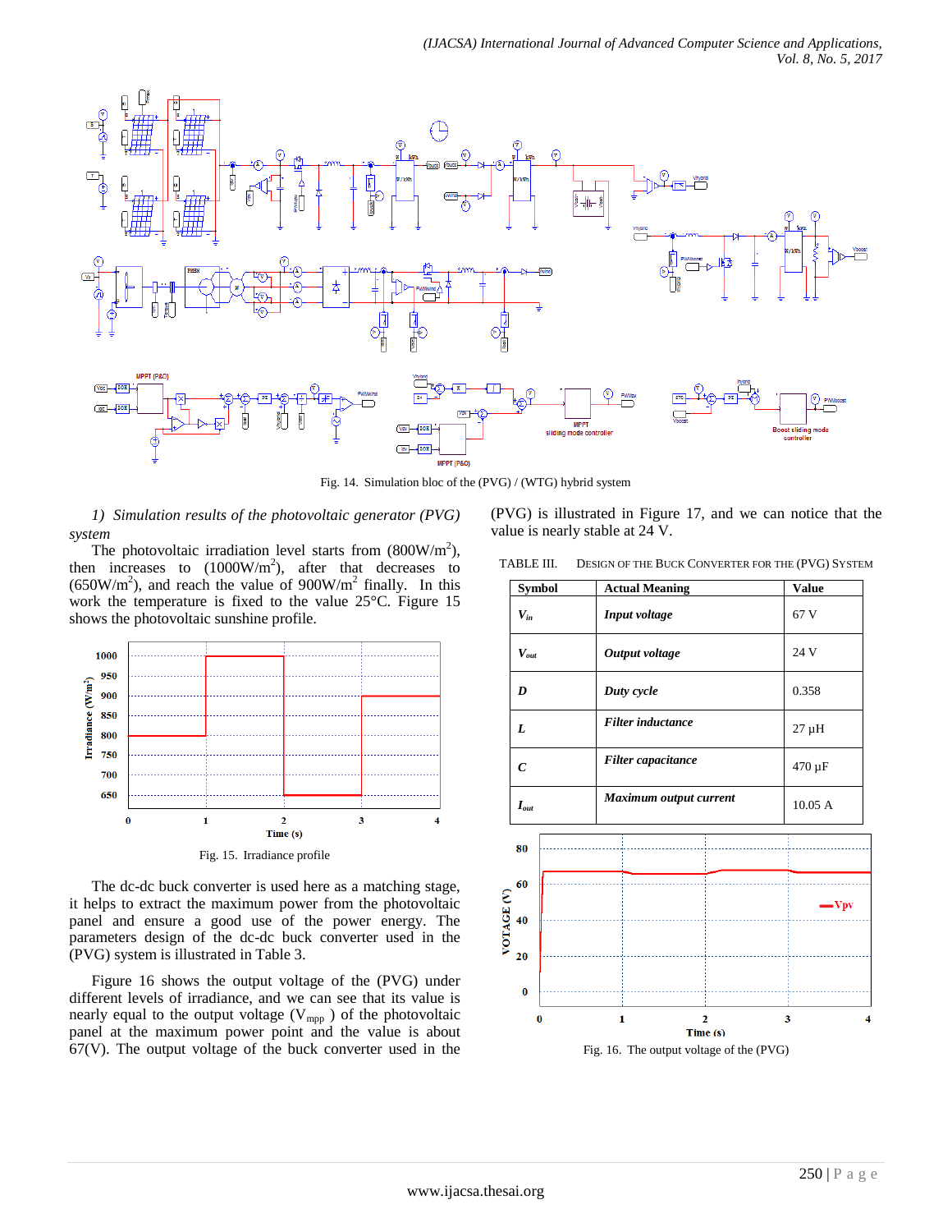Fig. 14. Simulation bloc of the (PVG) / (WTG) hybrid system

*1) Simulation results of the photovoltaic generator (PVG) system*

The photovoltaic irradiation level starts from ($800W/m^2$), then increases to ($1000W/m^2$), after that decreases to ($650W/m^2$), and reach the value of $900W/m^2$ finally. In this work the temperature is fixed to the value 25°C. Figure 15 shows the photovoltaic sunshine profile.

Fig. 15. Irradiance profile

The dc-dc buck converter is used here as a matching stage, it helps to extract the maximum power from the photovoltaic panel and ensure a good use of the power energy. The parameters design of the dc-dc buck converter used in the (PVG) system is illustrated in Table 3.

Figure 16 shows the output voltage of the (PVG) under different levels of irradiance, and we can see that its value is nearly equal to the output voltage ($V_{mpp}$) of the photovoltaic panel at the maximum power point and the value is about 67(V). The output voltage of the buck converter used in the (PVG) is illustrated in Figure 17, and we can notice that the value is nearly stable at 24 V.

TABLE III. DESIGN OF THE BUCK CONVERTER FOR THE (PVG) SYSTEM

| Symbol | Actual Meaning | Value |
|---|---|---|
| $V_{in}$ | *Input voltage* | 67 V |
| $V_{out}$ | *Output voltage* | 24 V |
| ***D*** | *Duty cycle* | 0.358 |
| ***L*** | *Filter inductance* | 27 µH |
| ***C*** | *Filter capacitance* | 470 µF |
| $I_{out}$ | *Maximum output current* | 10.05 A |

Fig. 16. The output voltage of the (PVG)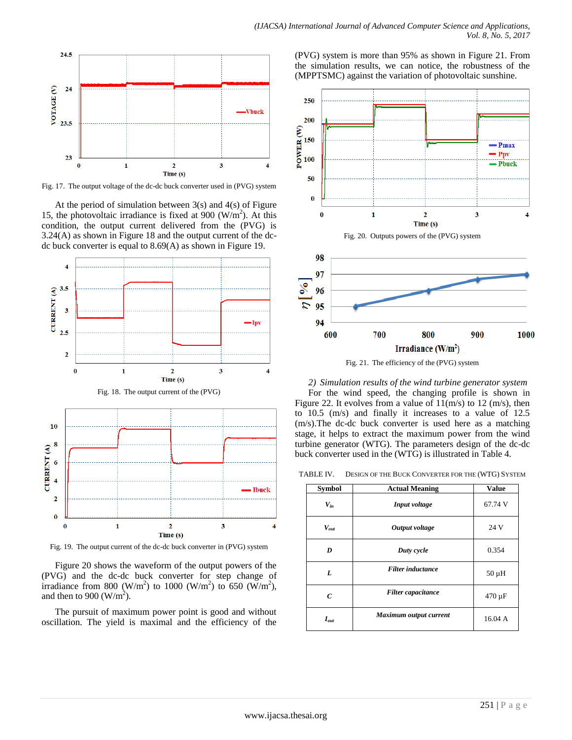Fig. 17. The output voltage of the dc-dc buck converter used in (PVG) system

At the period of simulation between 3(s) and 4(s) of Figure 15, the photovoltaic irradiance is fixed at 900 (W/m$^2$). At this condition, the output current delivered from the (PVG) is 3.24(A) as shown in Figure 18 and the output current of the dc-dc buck converter is equal to 8.69(A) as shown in Figure 19.

Fig. 18. The output current of the (PVG)

Fig. 19. The output current of the dc-dc buck converter in (PVG) system

Figure 20 shows the waveform of the output powers of the (PVG) and the dc-dc buck converter for step change of irradiance from 800 (W/m$^2$) to 1000 (W/m$^2$) to 650 (W/m$^2$), and then to 900 (W/m$^2$).

The pursuit of maximum power point is good and without oscillation. The yield is maximal and the efficiency of the (PVG) system is more than 95% as shown in Figure 21. From the simulation results, we can notice, the robustness of the (MPPTSMC) against the variation of photovoltaic sunshine.

Fig. 20. Outputs powers of the (PVG) system

Fig. 21. The efficiency of the (PVG) system

*2) Simulation results of the wind turbine generator system*

For the wind speed, the changing profile is shown in Figure 22. It evolves from a value of 11(m/s) to 12 (m/s), then to 10.5 (m/s) and finally it increases to a value of 12.5 (m/s).The dc-dc buck converter is used here as a matching stage, it helps to extract the maximum power from the wind turbine generator (WTG). The parameters design of the dc-dc buck converter used in the (WTG) is illustrated in Table 4.

TABLE IV. DESIGN OF THE BUCK CONVERTER FOR THE (WTG) SYSTEM

| Symbol | Actual Meaning | Value |
|---|---|---|
| $V_{in}$ | *Input voltage* | 67.74 V |
| $V_{out}$ | *Output voltage* | 24 V |
| $D$ | *Duty cycle* | 0.354 |
| $L$ | *Filter inductance* | 50 µH |
| $C$ | *Filter capacitance* | 470 µF |
| $I_{out}$ | *Maximum output current* | 16.04 A |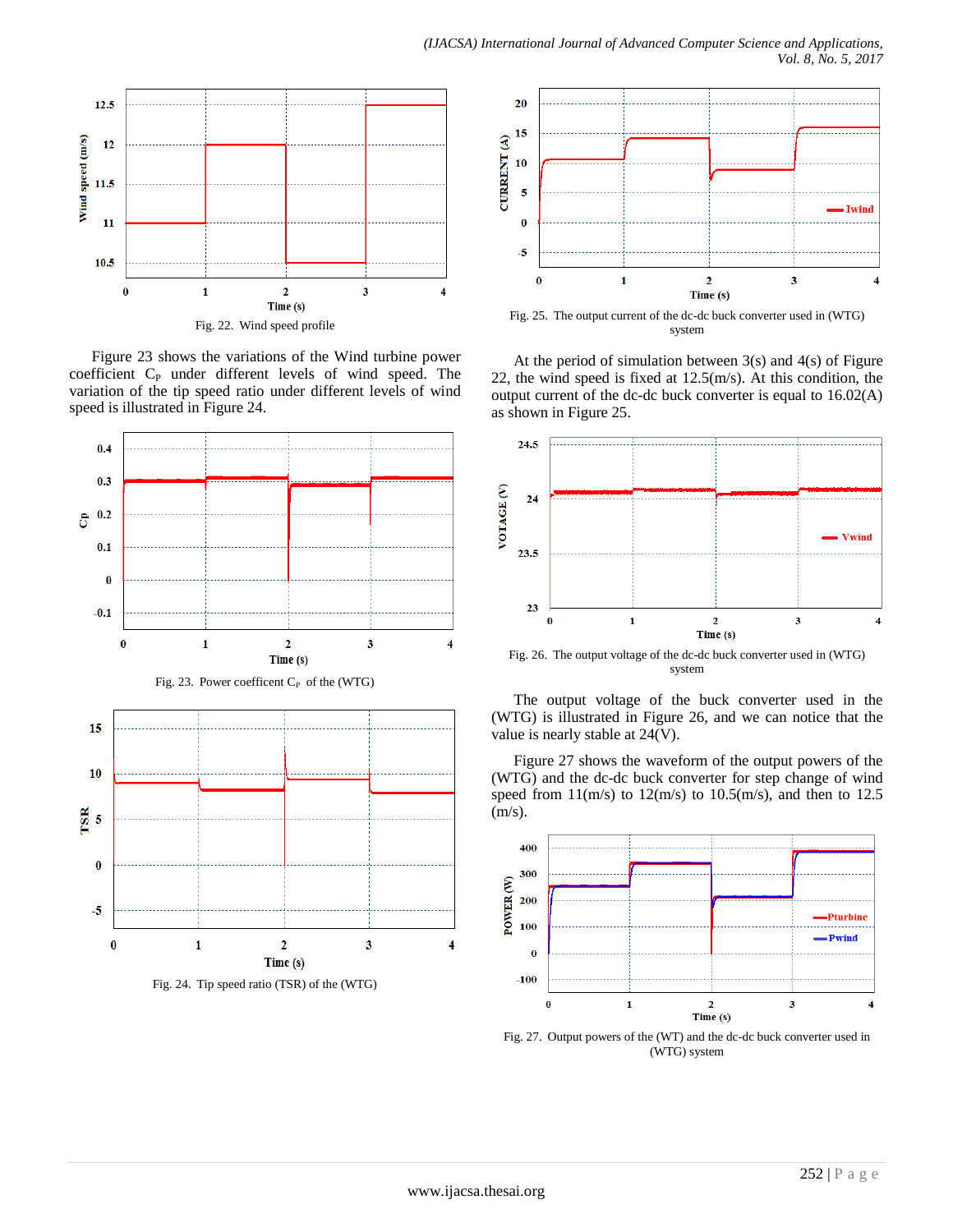Fig. 22. Wind speed profile

Figure 23 shows the variations of the Wind turbine power coefficient $C_P$ under different levels of wind speed. The variation of the tip speed ratio under different levels of wind speed is illustrated in Figure 24.

Fig. 23. Power coefficent $C_P$ of the (WTG)

Fig. 24. Tip speed ratio (TSR) of the (WTG)

Fig. 25. The output current of the dc-dc buck converter used in (WTG) system

At the period of simulation between 3(s) and 4(s) of Figure 22, the wind speed is fixed at 12.5(m/s). At this condition, the output current of the dc-dc buck converter is equal to 16.02(A) as shown in Figure 25.

Fig. 26. The output voltage of the dc-dc buck converter used in (WTG) system

The output voltage of the buck converter used in the (WTG) is illustrated in Figure 26, and we can notice that the value is nearly stable at 24(V).

Figure 27 shows the waveform of the output powers of the (WTG) and the dc-dc buck converter for step change of wind speed from 11(m/s) to 12(m/s) to 10.5(m/s), and then to 12.5 (m/s).

Fig. 27. Output powers of the (WT) and the dc-dc buck converter used in (WTG) system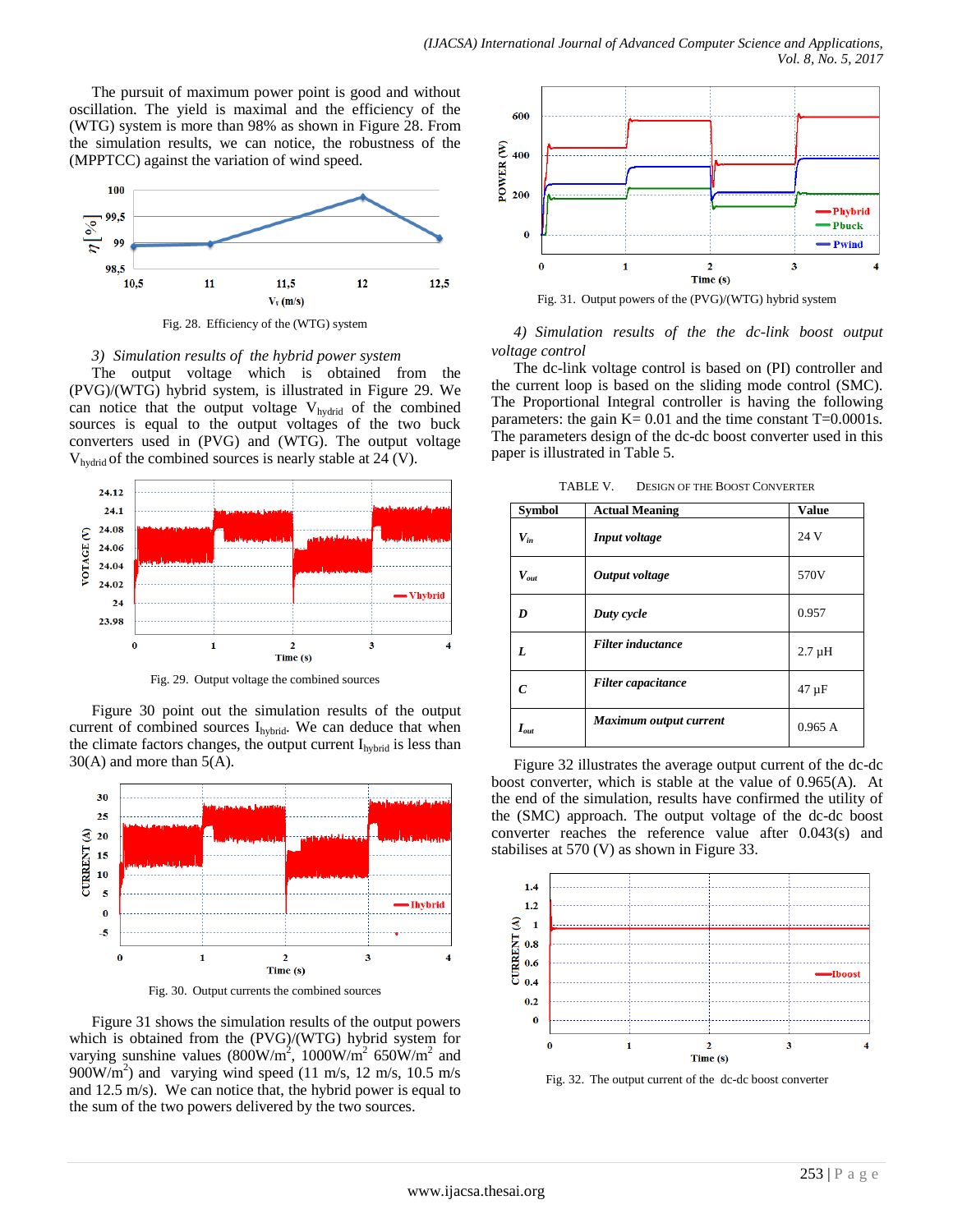The pursuit of maximum power point is good and without oscillation. The yield is maximal and the efficiency of the (WTG) system is more than 98% as shown in Figure 28. From the simulation results, we can notice, the robustness of the (MPPTCC) against the variation of wind speed.

Fig. 28. Efficiency of the (WTG) system

*3) Simulation results of the hybrid power system*

The output voltage which is obtained from the (PVG)/(WTG) hybrid system, is illustrated in Figure 29. We can notice that the output voltage $V_{hydrid}$ of the combined sources is equal to the output voltages of the two buck converters used in (PVG) and (WTG). The output voltage $V_{hydrid}$ of the combined sources is nearly stable at 24 (V).

Fig. 29. Output voltage the combined sources

Figure 30 point out the simulation results of the output current of combined sources $I_{hybrid}$. We can deduce that when the climate factors changes, the output current $I_{hybrid}$ is less than 30(A) and more than 5(A).

Fig. 30. Output currents the combined sources

Figure 31 shows the simulation results of the output powers which is obtained from the (PVG)/(WTG) hybrid system for varying sunshine values (800W/m$^2$, 1000W/m$^2$ 650W/m$^2$ and 900W/m$^2$) and varying wind speed (11 m/s, 12 m/s, 10.5 m/s and 12.5 m/s). We can notice that, the hybrid power is equal to the sum of the two powers delivered by the two sources.

Fig. 31. Output powers of the (PVG)/(WTG) hybrid system

*4) Simulation results of the the dc-link boost output voltage control*

The dc-link voltage control is based on (PI) controller and the current loop is based on the sliding mode control (SMC). The Proportional Integral controller is having the following parameters: the gain K= 0.01 and the time constant T=0.0001s. The parameters design of the dc-dc boost converter used in this paper is illustrated in Table 5.

TABLE V. DESIGN OF THE BOOST CONVERTER

| Symbol | Actual Meaning | Value |
|---|---|---|
| $V_{in}$ | *Input voltage* | 24 V |
| $V_{out}$ | *Output voltage* | 570V |
| *D* | *Duty cycle* | 0.957 |
| *L* | *Filter inductance* | 2.7 µH |
| *C* | *Filter capacitance* | 47 µF |
| $I_{out}$ | *Maximum output current* | 0.965 A |

Figure 32 illustrates the average output current of the dc-dc boost converter, which is stable at the value of 0.965(A). At the end of the simulation, results have confirmed the utility of the (SMC) approach. The output voltage of the dc-dc boost converter reaches the reference value after 0.043(s) and stabilises at 570 (V) as shown in Figure 33.

Fig. 32. The output current of the dc-dc boost converter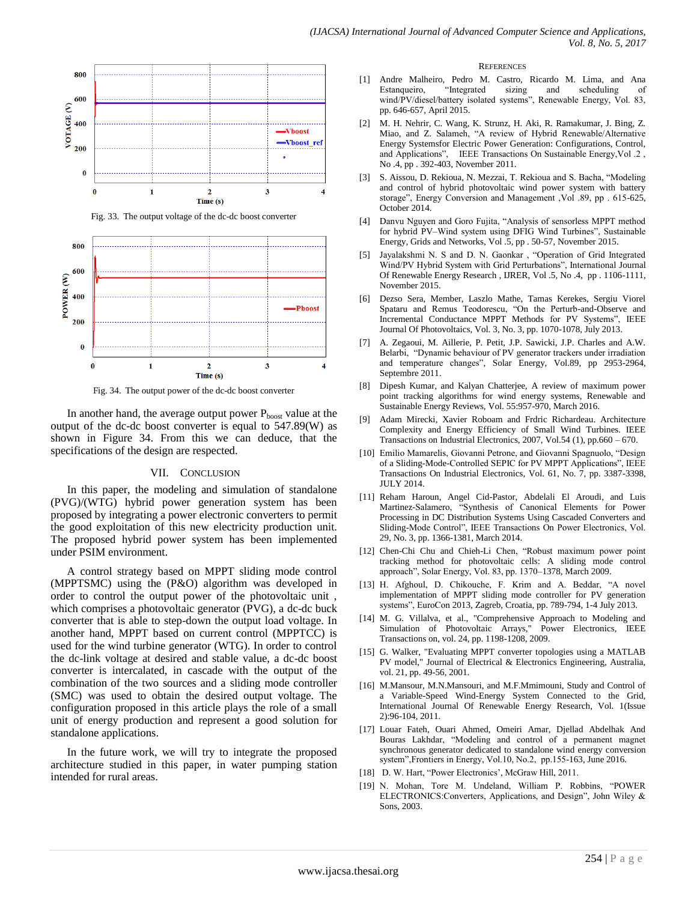Fig. 33. The output voltage of the dc-dc boost converter

Fig. 34. The output power of the dc-dc boost converter

In another hand, the average output power $P_{boost}$ value at the output of the dc-dc boost converter is equal to 547.89(W) as shown in Figure 34. From this we can deduce, that the specifications of the design are respected.

## VII. CONCLUSION

In this paper, the modeling and simulation of standalone (PVG)/(WTG) hybrid power generation system has been proposed by integrating a power electronic converters to permit the good exploitation of this new electricity production unit. The proposed hybrid power system has been implemented under PSIM environment.

A control strategy based on MPPT sliding mode control (MPPTSMC) using the (P&O) algorithm was developed in order to control the output power of the photovoltaic unit , which comprises a photovoltaic generator (PVG), a dc-dc buck converter that is able to step-down the output load voltage. In another hand, MPPT based on current control (MPPTCC) is used for the wind turbine generator (WTG). In order to control the dc-link voltage at desired and stable value, a dc-dc boost converter is intercalated, in cascade with the output of the combination of the two sources and a sliding mode controller (SMC) was used to obtain the desired output voltage. The configuration proposed in this article plays the role of a small unit of energy production and represent a good solution for standalone applications.

In the future work, we will try to integrate the proposed architecture studied in this paper, in water pumping station intended for rural areas.

## REFERENCES

[1] Andre Malheiro, Pedro M. Castro, Ricardo M. Lima, and Ana Estanqueiro, "Integrated sizing and scheduling of wind/PV/diesel/battery isolated systems", Renewable Energy, Vol. 83, pp. 646-657, April 2015.

[2] M. H. Nehrir, C. Wang, K. Strunz, H. Aki, R. Ramakumar, J. Bing, Z. Miao, and Z. Salameh, "A review of Hybrid Renewable/Alternative Energy Systemsfor Electric Power Generation: Configurations, Control, and Applications", IEEE Transactions On Sustainable Energy,Vol .2 , No .4, pp . 392-403, November 2011.

[3] S. Aissou, D. Rekioua, N. Mezzai, T. Rekioua and S. Bacha, "Modeling and control of hybrid photovoltaic wind power system with battery storage", Energy Conversion and Management ,Vol .89, pp . 615-625, October 2014.

[4] Danvu Nguyen and Goro Fujita, "Analysis of sensorless MPPT method for hybrid PV–Wind system using DFIG Wind Turbines", Sustainable Energy, Grids and Networks, Vol .5, pp . 50-57, November 2015.

[5] Jayalakshmi N. S and D. N. Gaonkar , "Operation of Grid Integrated Wind/PV Hybrid System with Grid Perturbations", International Journal Of Renewable Energy Research , IJRER, Vol .5, No .4, pp . 1106-1111, November 2015.

[6] Dezso Sera, Member, Laszlo Mathe, Tamas Kerekes, Sergiu Viorel Spataru and Remus Teodorescu, "On the Perturb-and-Observe and Incremental Conductance MPPT Methods for PV Systems", IEEE Journal Of Photovoltaics, Vol. 3, No. 3, pp. 1070-1078, July 2013.

[7] A. Zegaoui, M. Aillerie, P. Petit, J.P. Sawicki, J.P. Charles and A.W. Belarbi, "Dynamic behaviour of PV generator trackers under irradiation and temperature changes", Solar Energy, Vol.89, pp 2953-2964, Septembre 2011.

[8] Dipesh Kumar, and Kalyan Chatterjee, A review of maximum power point tracking algorithms for wind energy systems, Renewable and Sustainable Energy Reviews, Vol. 55:957-970, March 2016.

[9] Adam Mirecki, Xavier Roboam and Frdric Richardeau. Architecture Complexity and Energy Efficiency of Small Wind Turbines. IEEE Transactions on Industrial Electronics, 2007, Vol.54 (1), pp.660 – 670.

[10] Emilio Mamarelis, Giovanni Petrone, and Giovanni Spagnuolo, "Design of a Sliding-Mode-Controlled SEPIC for PV MPPT Applications", IEEE Transactions On Industrial Electronics, Vol. 61, No. 7, pp. 3387-3398, JULY 2014.

[11] Reham Haroun, Angel Cid-Pastor, Abdelali El Aroudi, and Luis Martinez-Salamero, "Synthesis of Canonical Elements for Power Processing in DC Distribution Systems Using Cascaded Converters and Sliding-Mode Control", IEEE Transactions On Power Electronics, Vol. 29, No. 3, pp. 1366-1381, March 2014.

[12] Chen-Chi Chu and Chieh-Li Chen, "Robust maximum power point tracking method for photovoltaic cells: A sliding mode control approach", Solar Energy, Vol. 83, pp. 1370–1378, March 2009.

[13] H. Afghoul, D. Chikouche, F. Krim and A. Beddar, "A novel implementation of MPPT sliding mode controller for PV generation systems", EuroCon 2013, Zagreb, Croatia, pp. 789-794, 1-4 July 2013.

[14] M. G. Villalva, et al., "Comprehensive Approach to Modeling and Simulation of Photovoltaic Arrays," Power Electronics, IEEE Transactions on, vol. 24, pp. 1198-1208, 2009.

[15] G. Walker, "Evaluating MPPT converter topologies using a MATLAB PV model," Journal of Electrical & Electronics Engineering, Australia, vol. 21, pp. 49-56, 2001.

[16] M.Mansour, M.N.Mansouri, and M.F.Mmimouni, Study and Control of a Variable-Speed Wind-Energy System Connected to the Grid, International Journal Of Renewable Energy Research, Vol. 1(Issue 2):96-104, 2011.

[17] Louar Fateh, Ouari Ahmed, Omeiri Amar, Djellad Abdelhak And Bouras Lakhdar, "Modeling and control of a permanent magnet synchronous generator dedicated to standalone wind energy conversion system",Frontiers in Energy, Vol.10, No.2, pp.155-163, June 2016.

[18] D. W. Hart, "Power Electronics", McGraw Hill, 2011.

[19] N. Mohan, Tore M. Undeland, William P. Robbins, "POWER ELECTRONICS:Converters, Applications, and Design", John Wiley & Sons, 2003.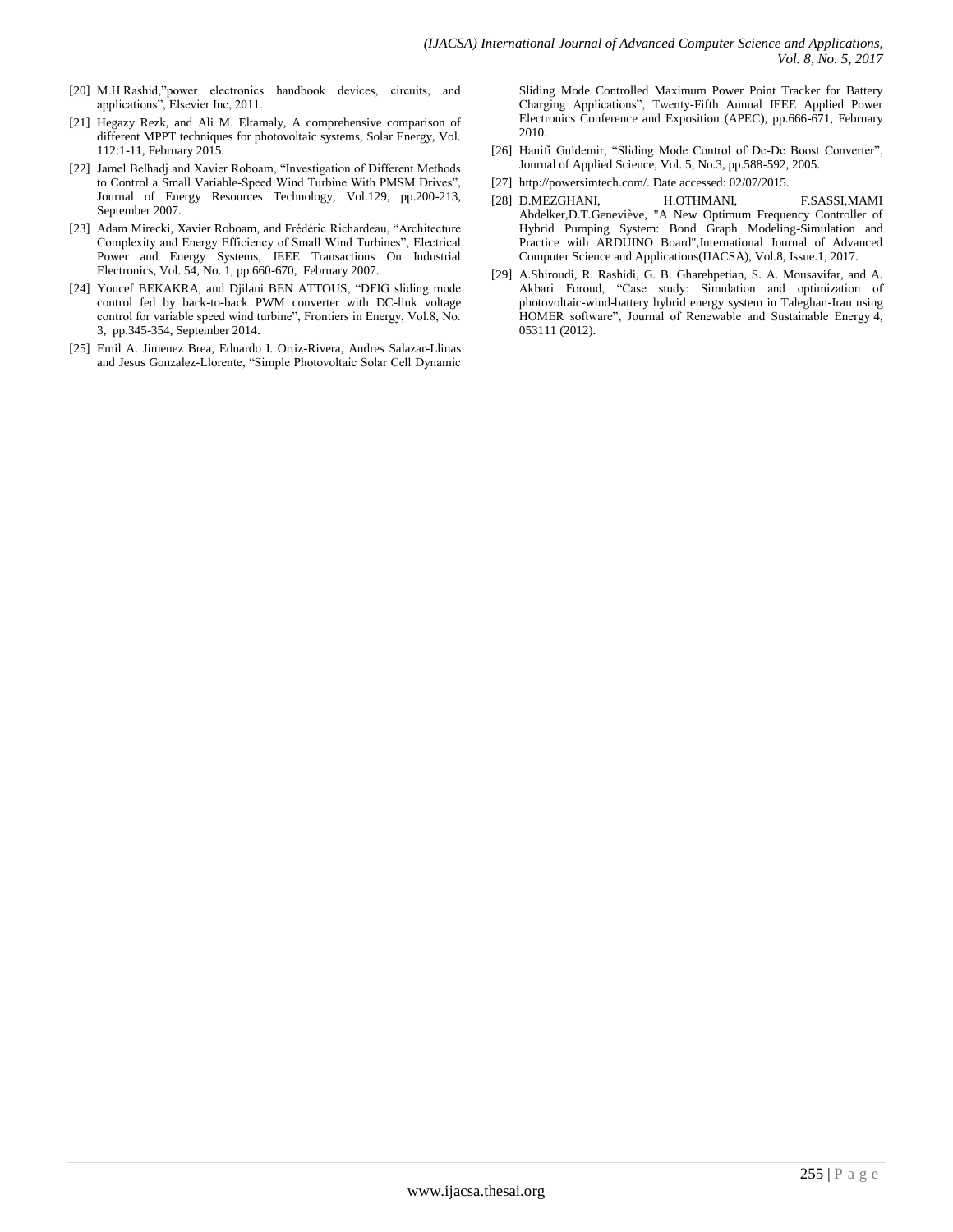[20] M.H.Rashid,"power electronics handbook devices, circuits, and applications", Elsevier Inc, 2011.

[21] Hegazy Rezk, and Ali M. Eltamaly, A comprehensive comparison of different MPPT techniques for photovoltaic systems, Solar Energy, Vol. 112:1-11, February 2015.

[22] Jamel Belhadj and Xavier Roboam, "Investigation of Different Methods to Control a Small Variable-Speed Wind Turbine With PMSM Drives", Journal of Energy Resources Technology, Vol.129, pp.200-213, September 2007.

[23] Adam Mirecki, Xavier Roboam, and Frédéric Richardeau, "Architecture Complexity and Energy Efficiency of Small Wind Turbines", Electrical Power and Energy Systems, IEEE Transactions On Industrial Electronics, Vol. 54, No. 1, pp.660-670, February 2007.

[24] Youcef BEKAKRA, and Djilani BEN ATTOUS, "DFIG sliding mode control fed by back-to-back PWM converter with DC-link voltage control for variable speed wind turbine", Frontiers in Energy, Vol.8, No. 3, pp.345-354, September 2014.

[25] Emil A. Jimenez Brea, Eduardo I. Ortiz-Rivera, Andres Salazar-Llinas and Jesus Gonzalez-Llorente, "Simple Photovoltaic Solar Cell Dynamic Sliding Mode Controlled Maximum Power Point Tracker for Battery Charging Applications", Twenty-Fifth Annual IEEE Applied Power Electronics Conference and Exposition (APEC), pp.666-671, February 2010.

[26] Hanifi Guldemir, "Sliding Mode Control of Dc-Dc Boost Converter", Journal of Applied Science, Vol. 5, No.3, pp.588-592, 2005.

[27] http://powersimtech.com/. Date accessed: 02/07/2015.

[28] D.MEZGHANI, H.OTHMANI, F.SASSI,MAMI Abdelker,D.T.Geneviève, "A New Optimum Frequency Controller of Hybrid Pumping System: Bond Graph Modeling-Simulation and Practice with ARDUINO Board",International Journal of Advanced Computer Science and Applications(IJACSA), Vol.8, Issue.1, 2017.

[29] A.Shiroudi, R. Rashidi, G. B. Gharehpetian, S. A. Mousavifar, and A. Akbari Foroud, "Case study: Simulation and optimization of photovoltaic-wind-battery hybrid energy system in Taleghan-Iran using HOMER software", Journal of Renewable and Sustainable Energy 4, 053111 (2012).